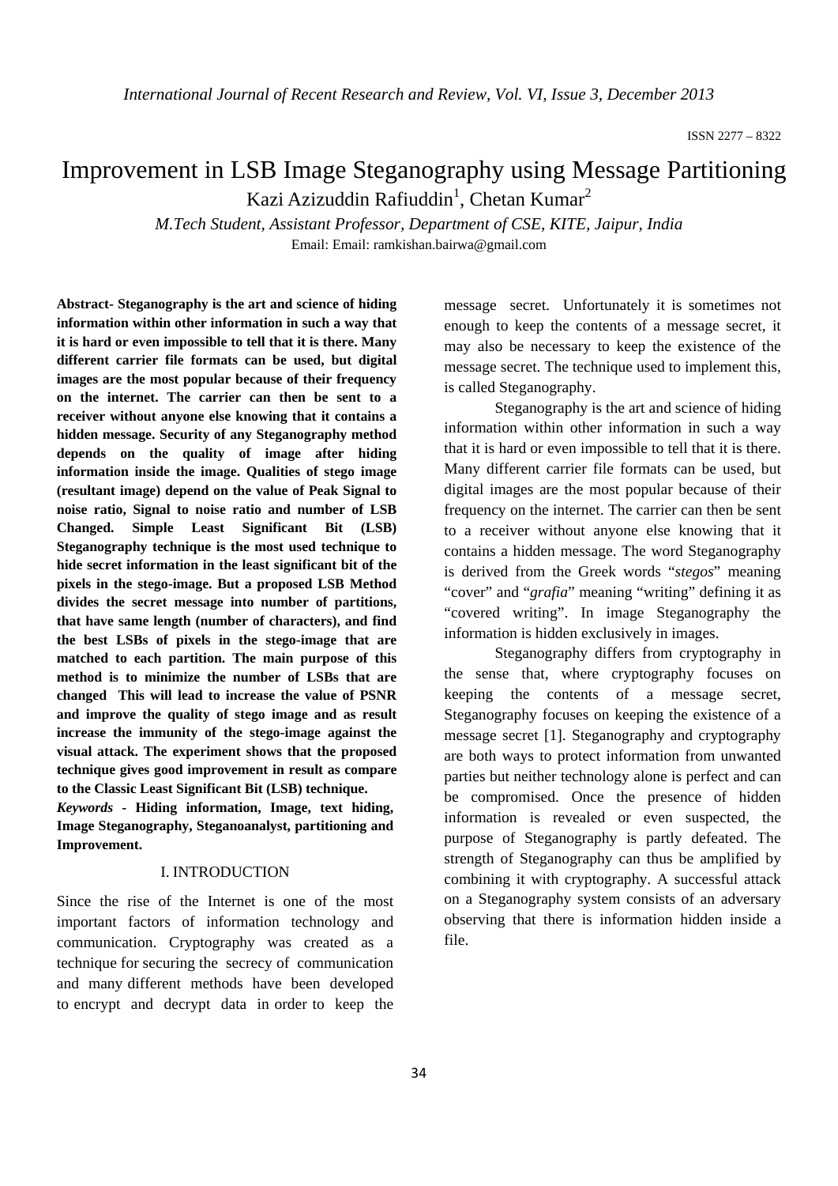# Improvement in LSB Image Steganography using Message Partitioning

Kazi Azizuddin Rafiuddin[1], Chetan Kumar[2]

*M.Tech Student, Assistant Professor, Department of CSE, KITE, Jaipur, India*

Email: Email: ramkishan.bairwa@gmail.com

**Abstract- Steganography is the art and science of hiding information within other information in such a way that it is hard or even impossible to tell that it is there. Many different carrier file formats can be used, but digital images are the most popular because of their frequency on the internet. The carrier can then be sent to a receiver without anyone else knowing that it contains a hidden message. Security of any Steganography method depends on the quality of image after hiding information inside the image. Qualities of stego image (resultant image) depend on the value of Peak Signal to noise ratio, Signal to noise ratio and number of LSB Changed. Simple Least Significant Bit (LSB) Steganography technique is the most used technique to hide secret information in the least significant bit of the pixels in the stego-image. But a proposed LSB Method divides the secret message into number of partitions, that have same length (number of characters), and find the best LSBs of pixels in the stego-image that are matched to each partition. The main purpose of this method is to minimize the number of LSBs that are changed This will lead to increase the value of PSNR and improve the quality of stego image and as result increase the immunity of the stego-image against the visual attack. The experiment shows that the proposed technique gives good improvement in result as compare to the Classic Least Significant Bit (LSB) technique.**

***Keywords*** **- Hiding information, Image, text hiding, Image Steganography, Steganoanalyst, partitioning and Improvement.**

## I. INTRODUCTION

Since the rise of the Internet is one of the most important factors of information technology and communication. Cryptography was created as a technique for securing the secrecy of communication and many different methods have been developed to encrypt and decrypt data in order to keep the message secret. Unfortunately it is sometimes not enough to keep the contents of a message secret, it may also be necessary to keep the existence of the message secret. The technique used to implement this, is called Steganography.

Steganography is the art and science of hiding information within other information in such a way that it is hard or even impossible to tell that it is there. Many different carrier file formats can be used, but digital images are the most popular because of their frequency on the internet. The carrier can then be sent to a receiver without anyone else knowing that it contains a hidden message. The word Steganography is derived from the Greek words "*stegos*" meaning "cover" and "*grafia*" meaning "writing" defining it as "covered writing". In image Steganography the information is hidden exclusively in images.

Steganography differs from cryptography in the sense that, where cryptography focuses on keeping the contents of a message secret, Steganography focuses on keeping the existence of a message secret [1]. Steganography and cryptography are both ways to protect information from unwanted parties but neither technology alone is perfect and can be compromised. Once the presence of hidden information is revealed or even suspected, the purpose of Steganography is partly defeated. The strength of Steganography can thus be amplified by combining it with cryptography. A successful attack on a Steganography system consists of an adversary observing that there is information hidden inside a file.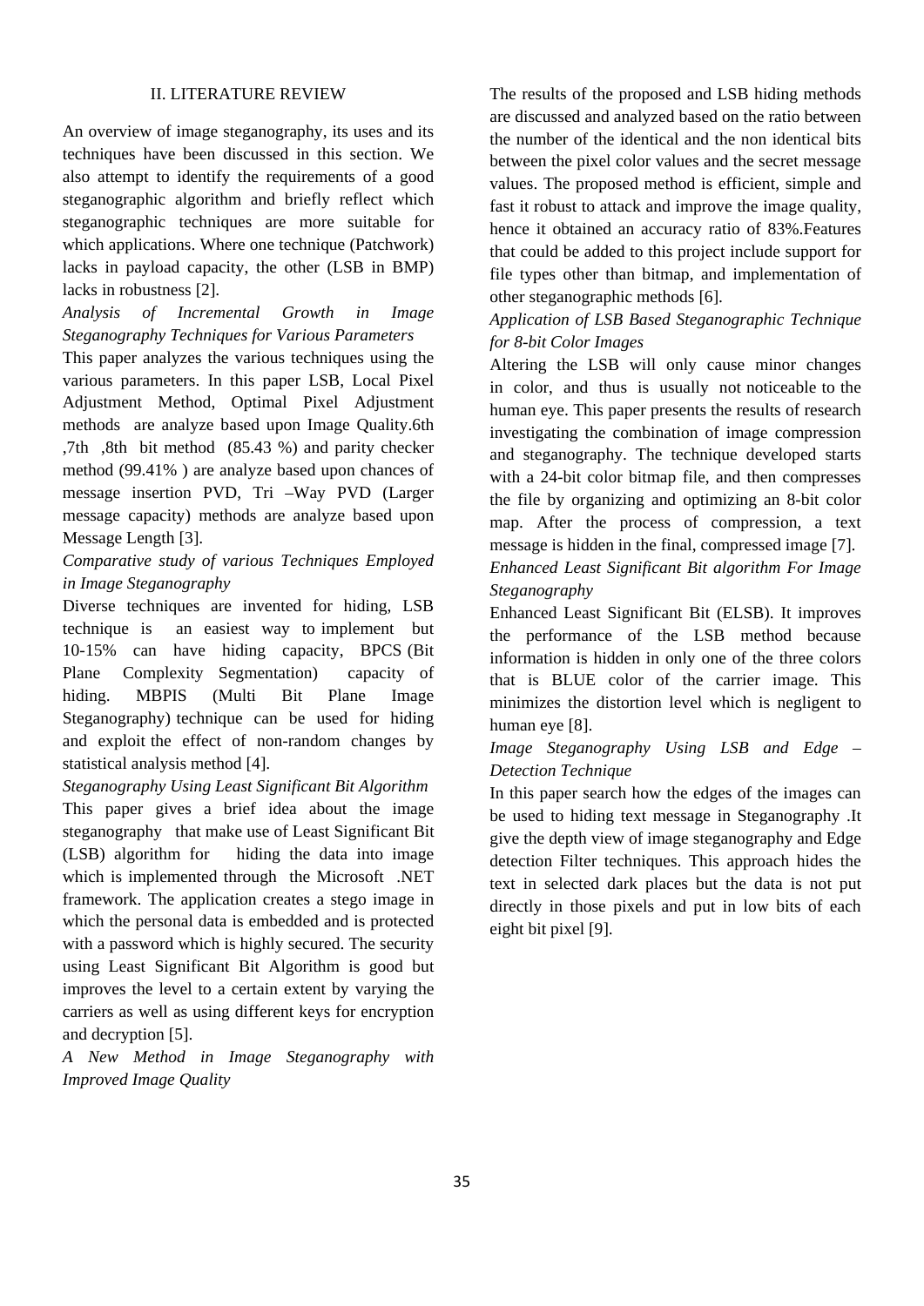## II. LITERATURE REVIEW

An overview of image steganography, its uses and its techniques have been discussed in this section. We also attempt to identify the requirements of a good steganographic algorithm and briefly reflect which steganographic techniques are more suitable for which applications. Where one technique (Patchwork) lacks in payload capacity, the other (LSB in BMP) lacks in robustness [2].

*Analysis of Incremental Growth in Image Steganography Techniques for Various Parameters*

This paper analyzes the various techniques using the various parameters. In this paper LSB, Local Pixel Adjustment Method, Optimal Pixel Adjustment methods are analyze based upon Image Quality.6th ,7th ,8th bit method (85.43 %) and parity checker method (99.41% ) are analyze based upon chances of message insertion PVD, Tri –Way PVD (Larger message capacity) methods are analyze based upon Message Length [3].

*Comparative study of various Techniques Employed in Image Steganography*

Diverse techniques are invented for hiding, LSB technique is an easiest way to implement but 10-15% can have hiding capacity, BPCS (Bit Plane Complexity Segmentation) capacity of hiding. MBPIS (Multi Bit Plane Image Steganography) technique can be used for hiding and exploit the effect of non-random changes by statistical analysis method [4].

*Steganography Using Least Significant Bit Algorithm*

This paper gives a brief idea about the image steganography that make use of Least Significant Bit (LSB) algorithm for hiding the data into image which is implemented through the Microsoft .NET framework. The application creates a stego image in which the personal data is embedded and is protected with a password which is highly secured. The security using Least Significant Bit Algorithm is good but improves the level to a certain extent by varying the carriers as well as using different keys for encryption and decryption [5].

*A New Method in Image Steganography with Improved Image Quality*

The results of the proposed and LSB hiding methods are discussed and analyzed based on the ratio between the number of the identical and the non identical bits between the pixel color values and the secret message values. The proposed method is efficient, simple and fast it robust to attack and improve the image quality, hence it obtained an accuracy ratio of 83%.Features that could be added to this project include support for file types other than bitmap, and implementation of other steganographic methods [6].

*Application of LSB Based Steganographic Technique for 8-bit Color Images*

Altering the LSB will only cause minor changes in color, and thus is usually not noticeable to the human eye. This paper presents the results of research investigating the combination of image compression and steganography. The technique developed starts with a 24-bit color bitmap file, and then compresses the file by organizing and optimizing an 8-bit color map. After the process of compression, a text message is hidden in the final, compressed image [7].

*Enhanced Least Significant Bit algorithm For Image Steganography*

Enhanced Least Significant Bit (ELSB). It improves the performance of the LSB method because information is hidden in only one of the three colors that is BLUE color of the carrier image. This minimizes the distortion level which is negligent to human eye [8].

*Image Steganography Using LSB and Edge – Detection Technique*

In this paper search how the edges of the images can be used to hiding text message in Steganography .It give the depth view of image steganography and Edge detection Filter techniques. This approach hides the text in selected dark places but the data is not put directly in those pixels and put in low bits of each eight bit pixel [9].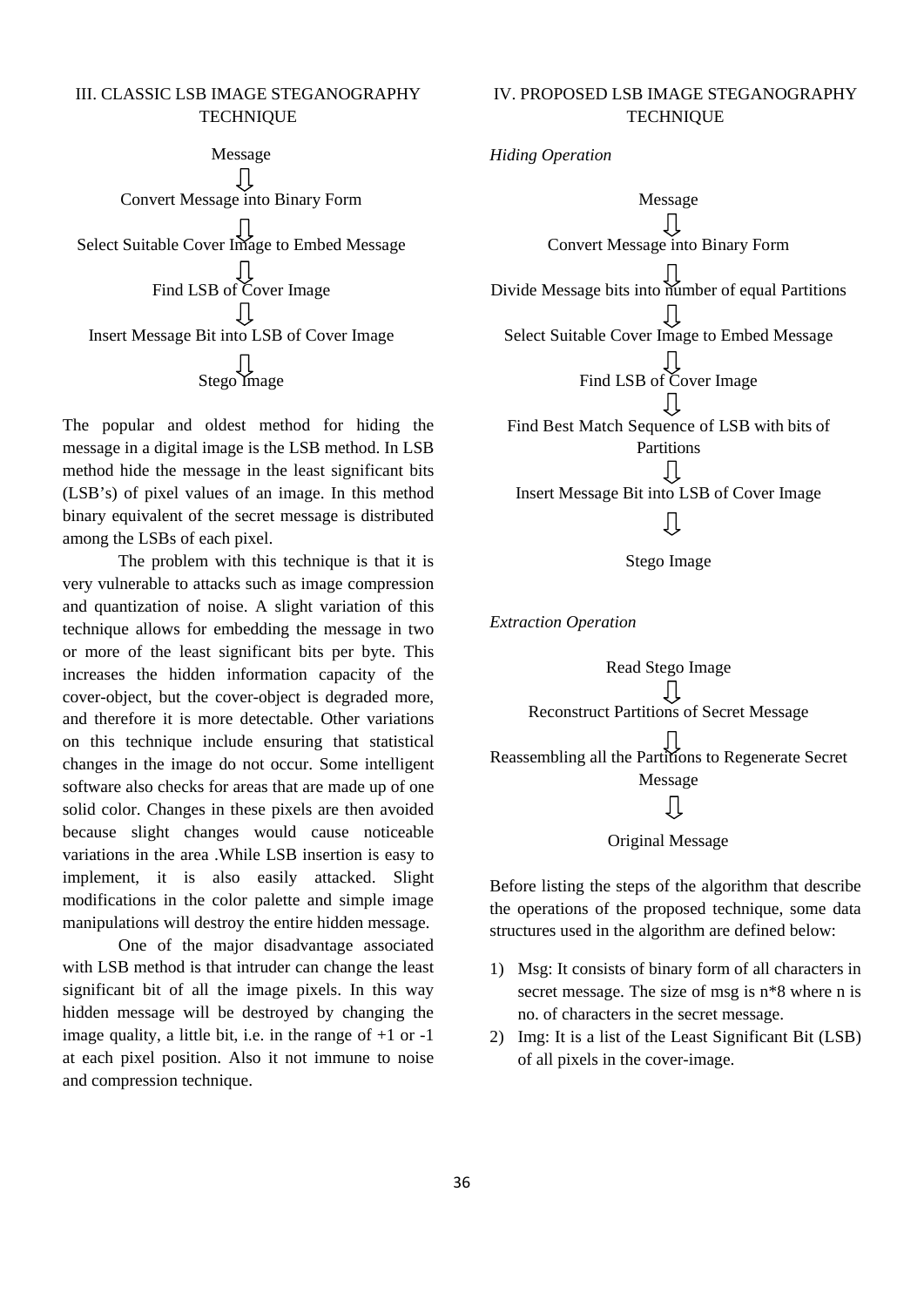## III. CLASSIC LSB IMAGE STEGANOGRAPHY TECHNIQUE

Message
⇩
Convert Message into Binary Form
⇩
Select Suitable Cover Image to Embed Message
⇩
Find LSB of Cover Image
⇩
Insert Message Bit into LSB of Cover Image
⇩
Stego Image

The popular and oldest method for hiding the message in a digital image is the LSB method. In LSB method hide the message in the least significant bits (LSB's) of pixel values of an image. In this method binary equivalent of the secret message is distributed among the LSBs of each pixel.

The problem with this technique is that it is very vulnerable to attacks such as image compression and quantization of noise. A slight variation of this technique allows for embedding the message in two or more of the least significant bits per byte. This increases the hidden information capacity of the cover-object, but the cover-object is degraded more, and therefore it is more detectable. Other variations on this technique include ensuring that statistical changes in the image do not occur. Some intelligent software also checks for areas that are made up of one solid color. Changes in these pixels are then avoided because slight changes would cause noticeable variations in the area .While LSB insertion is easy to implement, it is also easily attacked. Slight modifications in the color palette and simple image manipulations will destroy the entire hidden message.

One of the major disadvantage associated with LSB method is that intruder can change the least significant bit of all the image pixels. In this way hidden message will be destroyed by changing the image quality, a little bit, i.e. in the range of +1 or -1 at each pixel position. Also it not immune to noise and compression technique.

## IV. PROPOSED LSB IMAGE STEGANOGRAPHY TECHNIQUE

*Hiding Operation*

Message
⇩
Convert Message into Binary Form
⇩
Divide Message bits into number of equal Partitions
⇩
Select Suitable Cover Image to Embed Message
⇩
Find LSB of Cover Image
⇩
Find Best Match Sequence of LSB with bits of Partitions
⇩
Insert Message Bit into LSB of Cover Image
⇩
Stego Image

*Extraction Operation*

Read Stego Image
⇩
Reconstruct Partitions of Secret Message
⇩
Reassembling all the Partitions to Regenerate Secret Message
⇩
Original Message

Before listing the steps of the algorithm that describe the operations of the proposed technique, some data structures used in the algorithm are defined below:

1) Msg: It consists of binary form of all characters in secret message. The size of msg is n*8 where n is no. of characters in the secret message.
2) Img: It is a list of the Least Significant Bit (LSB) of all pixels in the cover-image.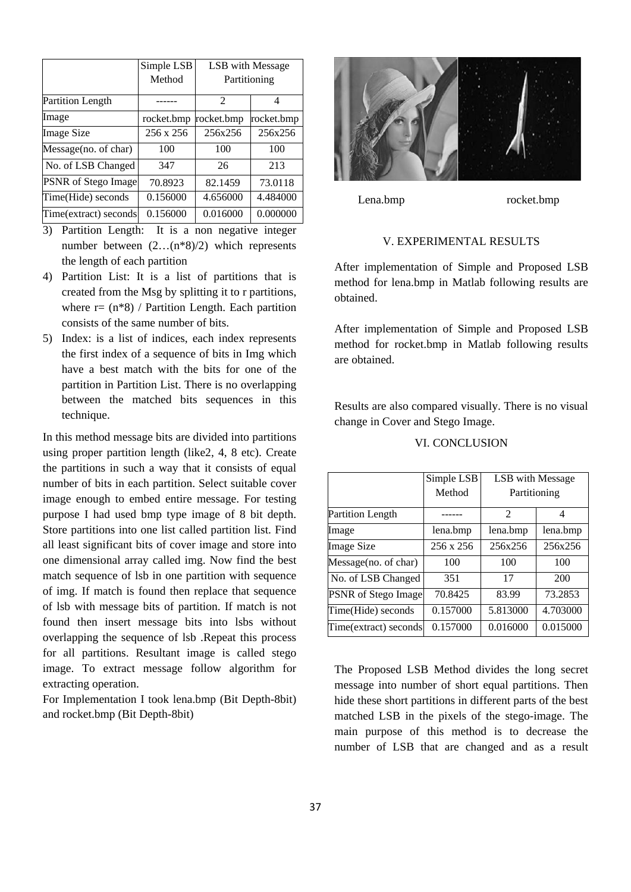| | Simple LSB Method | LSB with Message Partitioning | |
|---|---|---|---|
| Partition Length | ------ | 2 | 4 |
| Image | rocket.bmp | rocket.bmp | rocket.bmp |
| Image Size | 256 x 256 | 256x256 | 256x256 |
| Message(no. of char) | 100 | 100 | 100 |
| No. of LSB Changed | 347 | 26 | 213 |
| PSNR of Stego Image | 70.8923 | 82.1459 | 73.0118 |
| Time(Hide) seconds | 0.156000 | 4.656000 | 4.484000 |
| Time(extract) seconds | 0.156000 | 0.016000 | 0.000000 |

3) Partition Length: It is a non negative integer number between (2…(n*8)/2) which represents the length of each partition
4) Partition List: It is a list of partitions that is created from the Msg by splitting it to r partitions, where r= (n*8) / Partition Length. Each partition consists of the same number of bits.
5) Index: is a list of indices, each index represents the first index of a sequence of bits in Img which have a best match with the bits for one of the partition in Partition List. There is no overlapping between the matched bits sequences in this technique.

In this method message bits are divided into partitions using proper partition length (like2, 4, 8 etc). Create the partitions in such a way that it consists of equal number of bits in each partition. Select suitable cover image enough to embed entire message. For testing purpose I had used bmp type image of 8 bit depth. Store partitions into one list called partition list. Find all least significant bits of cover image and store into one dimensional array called img. Now find the best match sequence of lsb in one partition with sequence of img. If match is found then replace that sequence of lsb with message bits of partition. If match is not found then insert message bits into lsbs without overlapping the sequence of lsb .Repeat this process for all partitions. Resultant image is called stego image. To extract message follow algorithm for extracting operation.

For Implementation I took lena.bmp (Bit Depth-8bit) and rocket.bmp (Bit Depth-8bit)

Lena.bmp rocket.bmp

## V. EXPERIMENTAL RESULTS

After implementation of Simple and Proposed LSB method for lena.bmp in Matlab following results are obtained.

After implementation of Simple and Proposed LSB method for rocket.bmp in Matlab following results are obtained.

Results are also compared visually. There is no visual change in Cover and Stego Image.

## VI. CONCLUSION

| | Simple LSB Method | LSB with Message Partitioning | |
|---|---|---|---|
| Partition Length | ------ | 2 | 4 |
| Image | lena.bmp | lena.bmp | lena.bmp |
| Image Size | 256 x 256 | 256x256 | 256x256 |
| Message(no. of char) | 100 | 100 | 100 |
| No. of LSB Changed | 351 | 17 | 200 |
| PSNR of Stego Image | 70.8425 | 83.99 | 73.2853 |
| Time(Hide) seconds | 0.157000 | 5.813000 | 4.703000 |
| Time(extract) seconds | 0.157000 | 0.016000 | 0.015000 |

The Proposed LSB Method divides the long secret message into number of short equal partitions. Then hide these short partitions in different parts of the best matched LSB in the pixels of the stego-image. The main purpose of this method is to decrease the number of LSB that are changed and as a result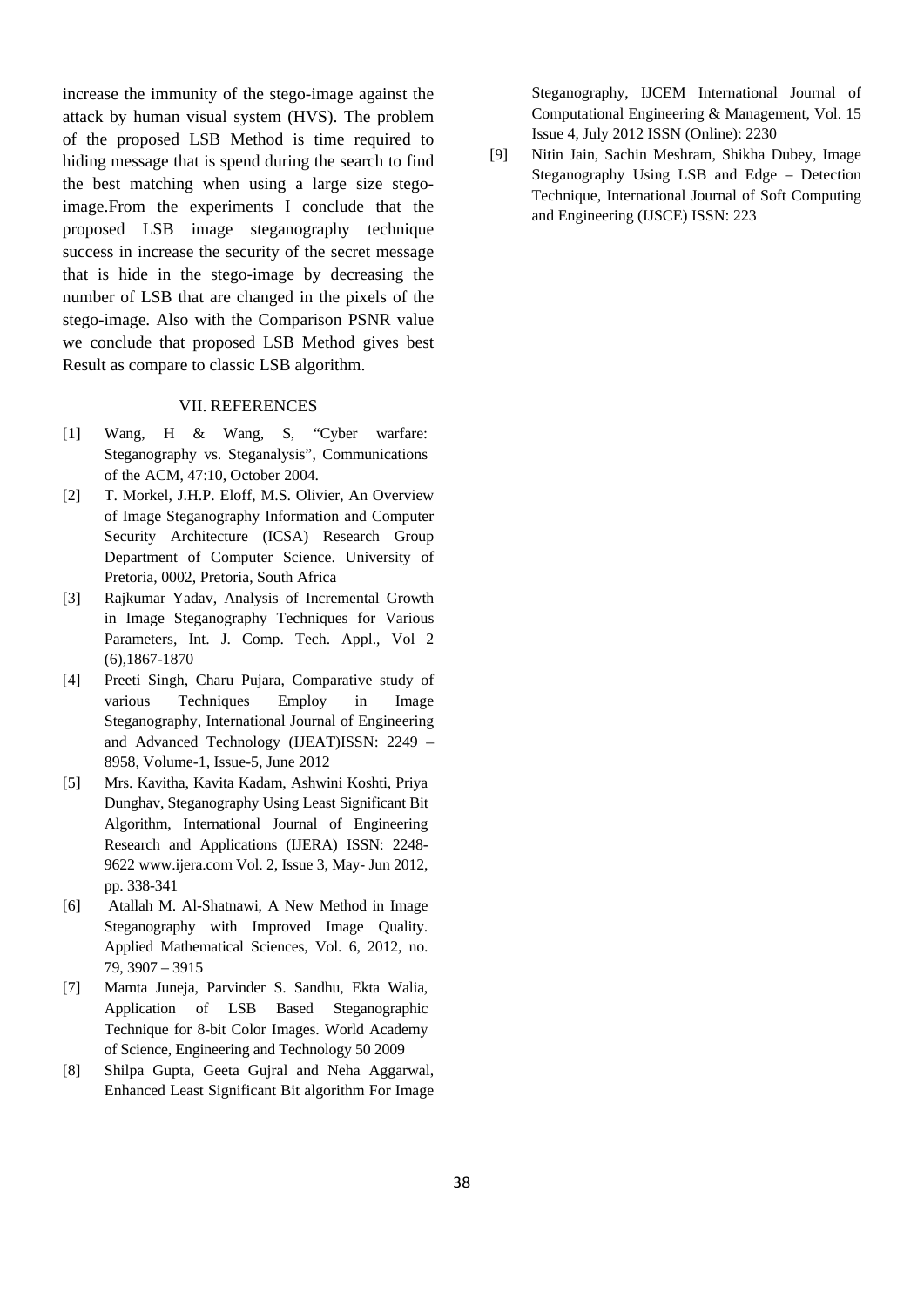increase the immunity of the stego-image against the attack by human visual system (HVS). The problem of the proposed LSB Method is time required to hiding message that is spend during the search to find the best matching when using a large size stego-image.From the experiments I conclude that the proposed LSB image steganography technique success in increase the security of the secret message that is hide in the stego-image by decreasing the number of LSB that are changed in the pixels of the stego-image. Also with the Comparison PSNR value we conclude that proposed LSB Method gives best Result as compare to classic LSB algorithm.

## VII. REFERENCES

[1] Wang, H & Wang, S, "Cyber warfare: Steganography vs. Steganalysis", Communications of the ACM, 47:10, October 2004.

[2] T. Morkel, J.H.P. Eloff, M.S. Olivier, An Overview of Image Steganography Information and Computer Security Architecture (ICSA) Research Group Department of Computer Science. University of Pretoria, 0002, Pretoria, South Africa

[3] Rajkumar Yadav, Analysis of Incremental Growth in Image Steganography Techniques for Various Parameters, Int. J. Comp. Tech. Appl., Vol 2 (6),1867-1870

[4] Preeti Singh, Charu Pujara, Comparative study of various Techniques Employ in Image Steganography, International Journal of Engineering and Advanced Technology (IJEAT)ISSN: 2249 – 8958, Volume-1, Issue-5, June 2012

[5] Mrs. Kavitha, Kavita Kadam, Ashwini Koshti, Priya Dunghav, Steganography Using Least Significant Bit Algorithm, International Journal of Engineering Research and Applications (IJERA) ISSN: 2248-9622 www.ijera.com Vol. 2, Issue 3, May- Jun 2012, pp. 338-341

[6] Atallah M. Al-Shatnawi, A New Method in Image Steganography with Improved Image Quality. Applied Mathematical Sciences, Vol. 6, 2012, no. 79, 3907 – 3915

[7] Mamta Juneja, Parvinder S. Sandhu, Ekta Walia, Application of LSB Based Steganographic Technique for 8-bit Color Images. World Academy of Science, Engineering and Technology 50 2009

[8] Shilpa Gupta, Geeta Gujral and Neha Aggarwal, Enhanced Least Significant Bit algorithm For Image Steganography, IJCEM International Journal of Computational Engineering & Management, Vol. 15 Issue 4, July 2012 ISSN (Online): 2230

[9] Nitin Jain, Sachin Meshram, Shikha Dubey, Image Steganography Using LSB and Edge – Detection Technique, International Journal of Soft Computing and Engineering (IJSCE) ISSN: 223